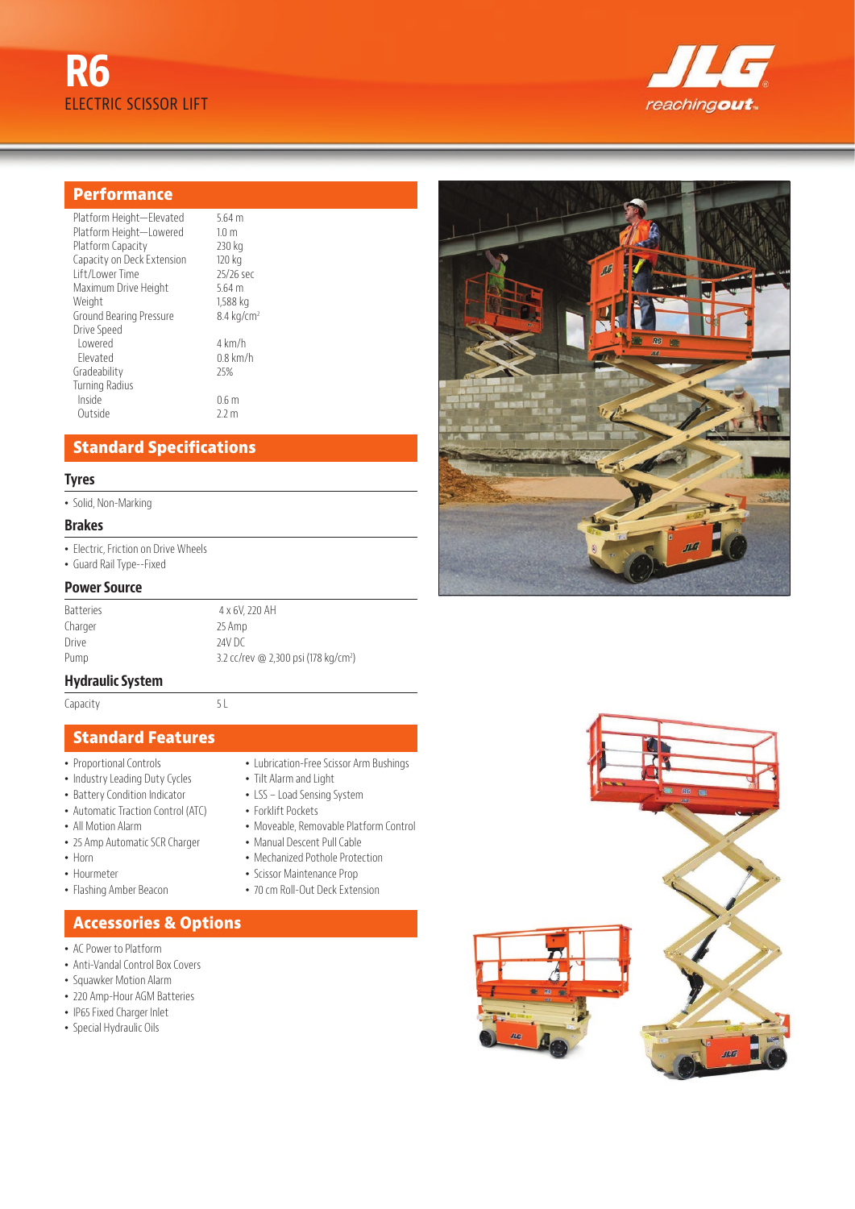# R6

ELECTRIC SCISSOR LIFT

JLG reachingout.

## Performance

| | |
|---|---|
| Platform Height—Elevated | 5.64 m |
| Platform Height—Lowered | 1.0 m |
| Platform Capacity | 230 kg |
| Capacity on Deck Extension | 120 kg |
| Lift/Lower Time | 25/26 sec |
| Maximum Drive Height | 5.64 m |
| Weight | 1,588 kg |
| Ground Bearing Pressure | 8.4 kg/cm$^2$ |
| Drive Speed | |
| Lowered | 4 km/h |
| Elevated | 0.8 km/h |
| Gradeability | 25% |
| Turning Radius | |
| Inside | 0.6 m |
| Outside | 2.2 m |

## Standard Specifications

### Tyres

- Solid, Non-Marking

### Brakes

- Electric, Friction on Drive Wheels
- Guard Rail Type--Fixed

### Power Source

| | |
|---|---|
| Batteries | 4 x 6V, 220 AH |
| Charger | 25 Amp |
| Drive | 24V DC |
| Pump | 3.2 cc/rev @ 2,300 psi (178 kg/cm$^2$) |

### Hydraulic System

| | |
|---|---|
| Capacity | 5 L |

## Standard Features

- Proportional Controls
- Industry Leading Duty Cycles
- Battery Condition Indicator
- Automatic Traction Control (ATC)
- All Motion Alarm
- 25 Amp Automatic SCR Charger
- Horn
- Hourmeter
- Flashing Amber Beacon
- Lubrication-Free Scissor Arm Bushings
- Tilt Alarm and Light
- LSS – Load Sensing System
- Forklift Pockets
- Moveable, Removable Platform Control
- Manual Descent Pull Cable
- Mechanized Pothole Protection
- Scissor Maintenance Prop
- 70 cm Roll-Out Deck Extension

## Accessories & Options

- AC Power to Platform
- Anti-Vandal Control Box Covers
- Squawker Motion Alarm
- 220 Amp-Hour AGM Batteries
- IP65 Fixed Charger Inlet
- Special Hydraulic Oils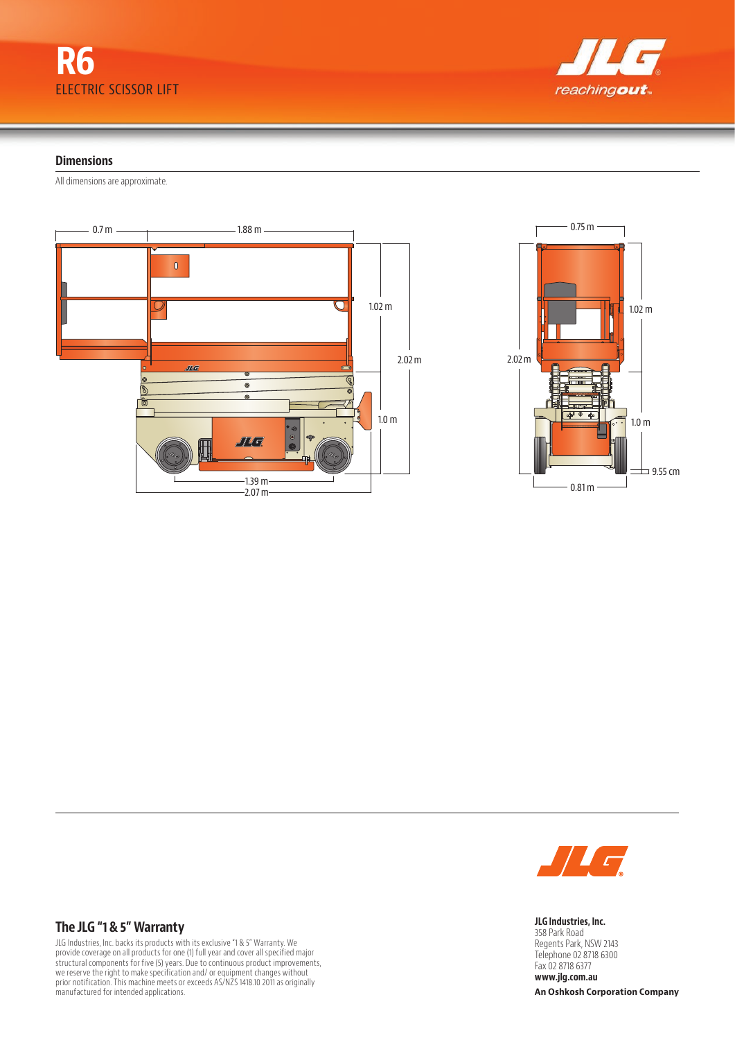# R6
ELECTRIC SCISSOR LIFT

## Dimensions

All dimensions are approximate.

0.7 m
1.88 m
1.02 m
2.02 m
1.0 m
1.39 m
2.07 m

0.75 m
2.02 m
1.02 m
1.0 m
9.55 cm
0.81 m

## The JLG "1 & 5" Warranty

JLG Industries, Inc. backs its products with its exclusive "1 & 5" Warranty. We provide coverage on all products for one (1) full year and cover all specified major structural components for five (5) years. Due to continuous product improvements, we reserve the right to make specification and/ or equipment changes without prior notification. This machine meets or exceeds AS/NZS 1418.10 2011 as originally manufactured for intended applications.

**JLG Industries, Inc.**
358 Park Road
Regents Park, NSW 2143
Telephone 02 8718 6300
Fax 02 8718 6377
**www.jlg.com.au**
**An Oshkosh Corporation Company**